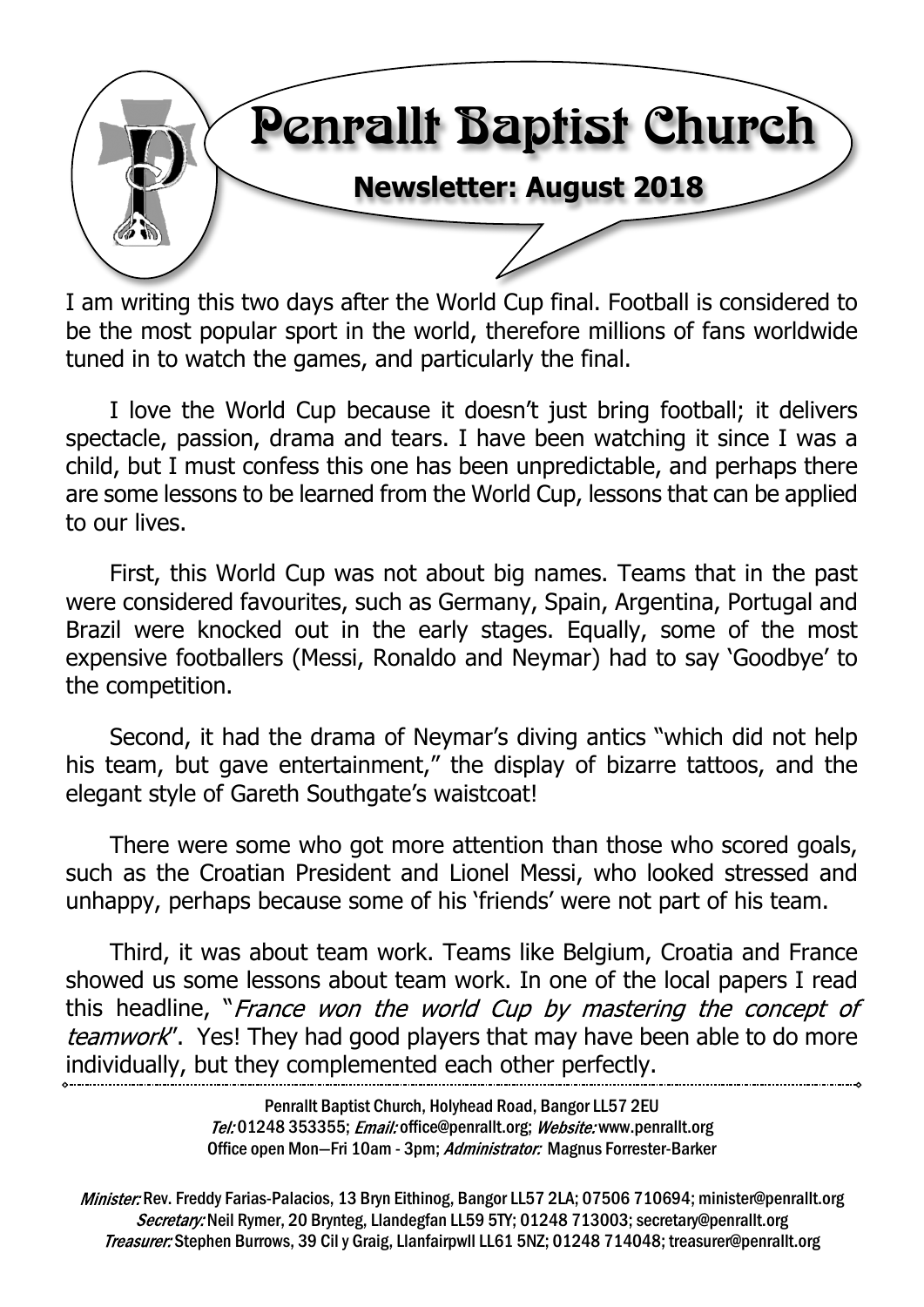# Penrallt Baptist Church

## Newsletter: August 2018

I am writing this two days after the World Cup final. Football is considered to be the most popular sport in the world, therefore millions of fans worldwide tuned in to watch the games, and particularly the final.

I love the World Cup because it doesn't just bring football; it delivers spectacle, passion, drama and tears. I have been watching it since I was a child, but I must confess this one has been unpredictable, and perhaps there are some lessons to be learned from the World Cup, lessons that can be applied to our lives.

First, this World Cup was not about big names. Teams that in the past were considered favourites, such as Germany, Spain, Argentina, Portugal and Brazil were knocked out in the early stages. Equally, some of the most expensive footballers (Messi, Ronaldo and Neymar) had to say 'Goodbye' to the competition.

Second, it had the drama of Neymar's diving antics "which did not help his team, but gave entertainment," the display of bizarre tattoos, and the elegant style of Gareth Southgate's waistcoat!

There were some who got more attention than those who scored goals, such as the Croatian President and Lionel Messi, who looked stressed and unhappy, perhaps because some of his 'friends' were not part of his team.

Third, it was about team work. Teams like Belgium, Croatia and France showed us some lessons about team work. In one of the local papers I read this headline, "*France won the world Cup by mastering the concept of teamwork*". Yes! They had good players that may have been able to do more individually, but they complemented each other perfectly.

---

Penrallt Baptist Church, Holyhead Road, Bangor LL57 2EU
*Tel:* 01248 353355; *Email:* office@penrallt.org; *Website:* www.penrallt.org
Office open Mon—Fri 10am - 3pm; *Administrator:* Magnus Forrester-Barker

*Minister:* Rev. Freddy Farias-Palacios, 13 Bryn Eithinog, Bangor LL57 2LA; 07506 710694; minister@penrallt.org
*Secretary:* Neil Rymer, 20 Brynteg, Llandegfan LL59 5TY; 01248 713003; secretary@penrallt.org
*Treasurer:* Stephen Burrows, 39 Cil y Graig, Llanfairpwll LL61 5NZ; 01248 714048; treasurer@penrallt.org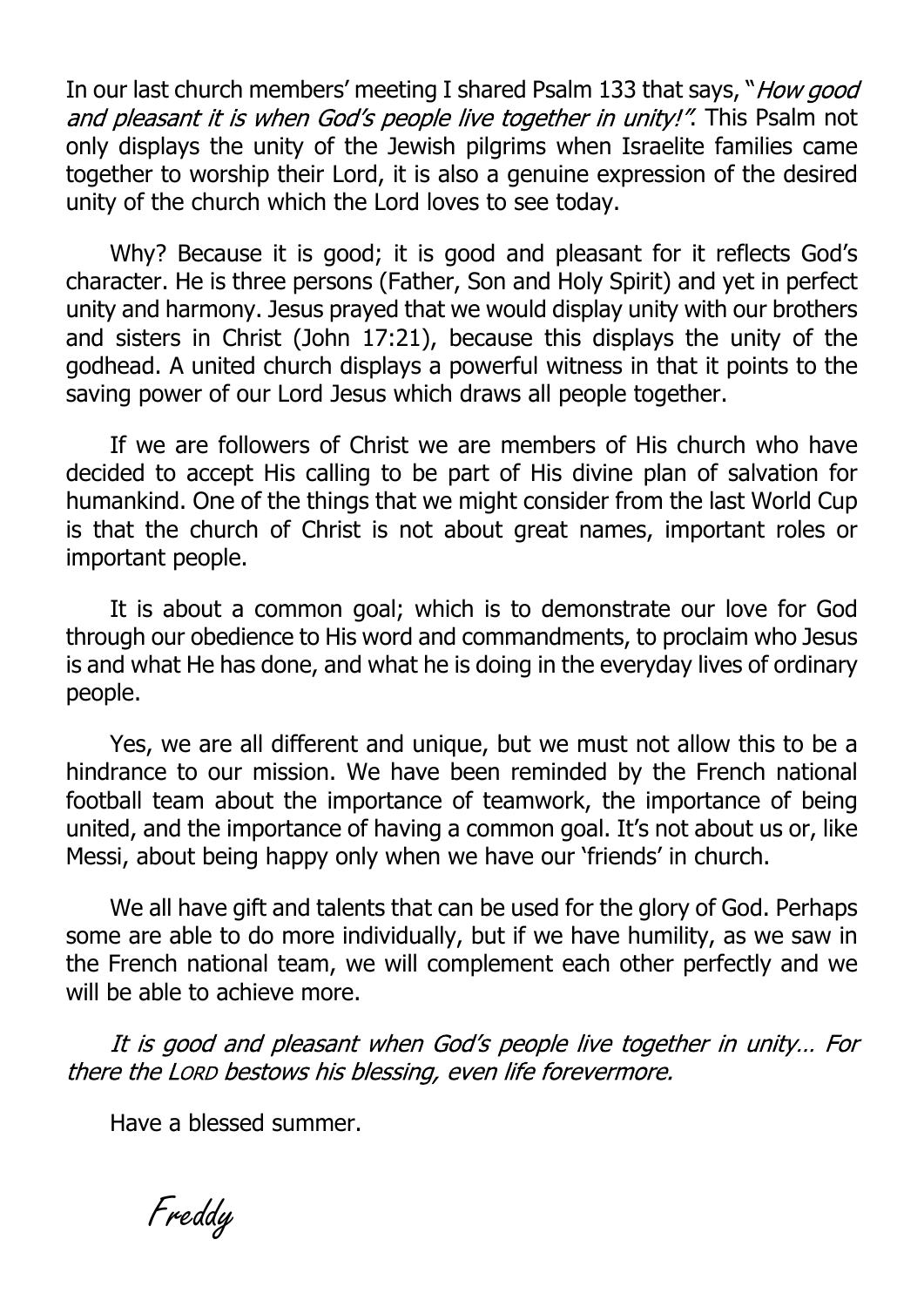In our last church members' meeting I shared Psalm 133 that says, "*How good and pleasant it is when God's people live together in unity!"*. This Psalm not only displays the unity of the Jewish pilgrims when Israelite families came together to worship their Lord, it is also a genuine expression of the desired unity of the church which the Lord loves to see today.

Why? Because it is good; it is good and pleasant for it reflects God's character. He is three persons (Father, Son and Holy Spirit) and yet in perfect unity and harmony. Jesus prayed that we would display unity with our brothers and sisters in Christ (John 17:21), because this displays the unity of the godhead. A united church displays a powerful witness in that it points to the saving power of our Lord Jesus which draws all people together.

If we are followers of Christ we are members of His church who have decided to accept His calling to be part of His divine plan of salvation for humankind. One of the things that we might consider from the last World Cup is that the church of Christ is not about great names, important roles or important people.

It is about a common goal; which is to demonstrate our love for God through our obedience to His word and commandments, to proclaim who Jesus is and what He has done, and what he is doing in the everyday lives of ordinary people.

Yes, we are all different and unique, but we must not allow this to be a hindrance to our mission. We have been reminded by the French national football team about the importance of teamwork, the importance of being united, and the importance of having a common goal. It's not about us or, like Messi, about being happy only when we have our 'friends' in church.

We all have gift and talents that can be used for the glory of God. Perhaps some are able to do more individually, but if we have humility, as we saw in the French national team, we will complement each other perfectly and we will be able to achieve more.

*It is good and pleasant when God's people live together in unity… For there the LORD bestows his blessing, even life forevermore.*

Have a blessed summer.

Freddy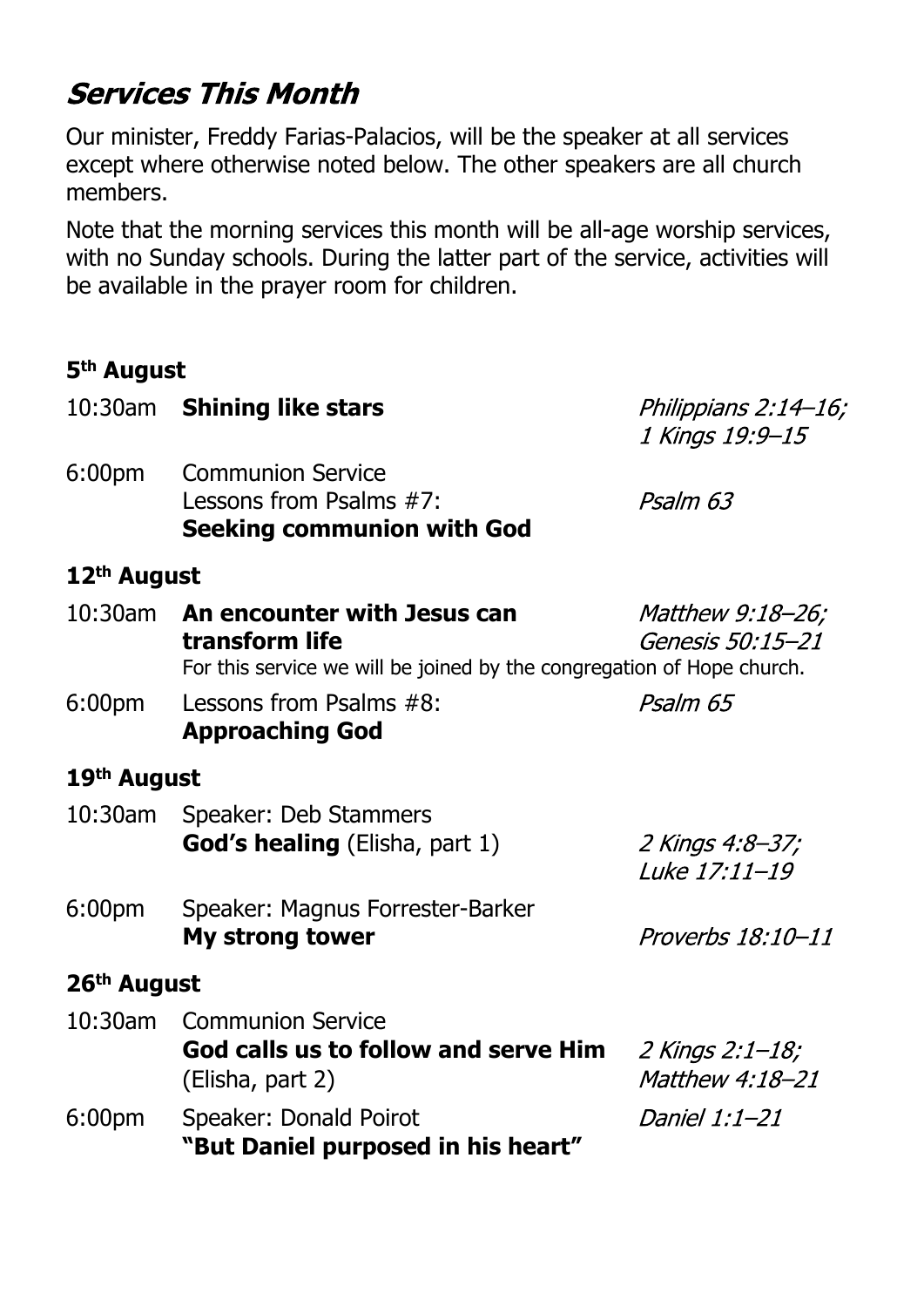# *Services This Month*

Our minister, Freddy Farias-Palacios, will be the speaker at all services except where otherwise noted below. The other speakers are all church members.

Note that the morning services this month will be all-age worship services, with no Sunday schools. During the latter part of the service, activities will be available in the prayer room for children.

### 5th August

| | | |
|---|---|---|
| 10:30am | **Shining like stars** | *Philippians 2:14–16; 1 Kings 19:9–15* |
| 6:00pm | Communion Service<br>Lessons from Psalms #7:<br>**Seeking communion with God** | *Psalm 63* |

### 12th August

| | | |
|---|---|---|
| 10:30am | **An encounter with Jesus can transform life**<br>For this service we will be joined by the congregation of Hope church. | *Matthew 9:18–26; Genesis 50:15–21* |
| 6:00pm | Lessons from Psalms #8:<br>**Approaching God** | *Psalm 65* |

### 19th August

| | | |
|---|---|---|
| 10:30am | Speaker: Deb Stammers<br>**God's healing** (Elisha, part 1) | *2 Kings 4:8–37; Luke 17:11–19* |
| 6:00pm | Speaker: Magnus Forrester-Barker<br>**My strong tower** | *Proverbs 18:10–11* |

### 26th August

| | | |
|---|---|---|
| 10:30am | Communion Service<br>**God calls us to follow and serve Him** (Elisha, part 2) | *2 Kings 2:1–18; Matthew 4:18–21* |
| 6:00pm | Speaker: Donald Poirot<br>**"But Daniel purposed in his heart"** | *Daniel 1:1–21* |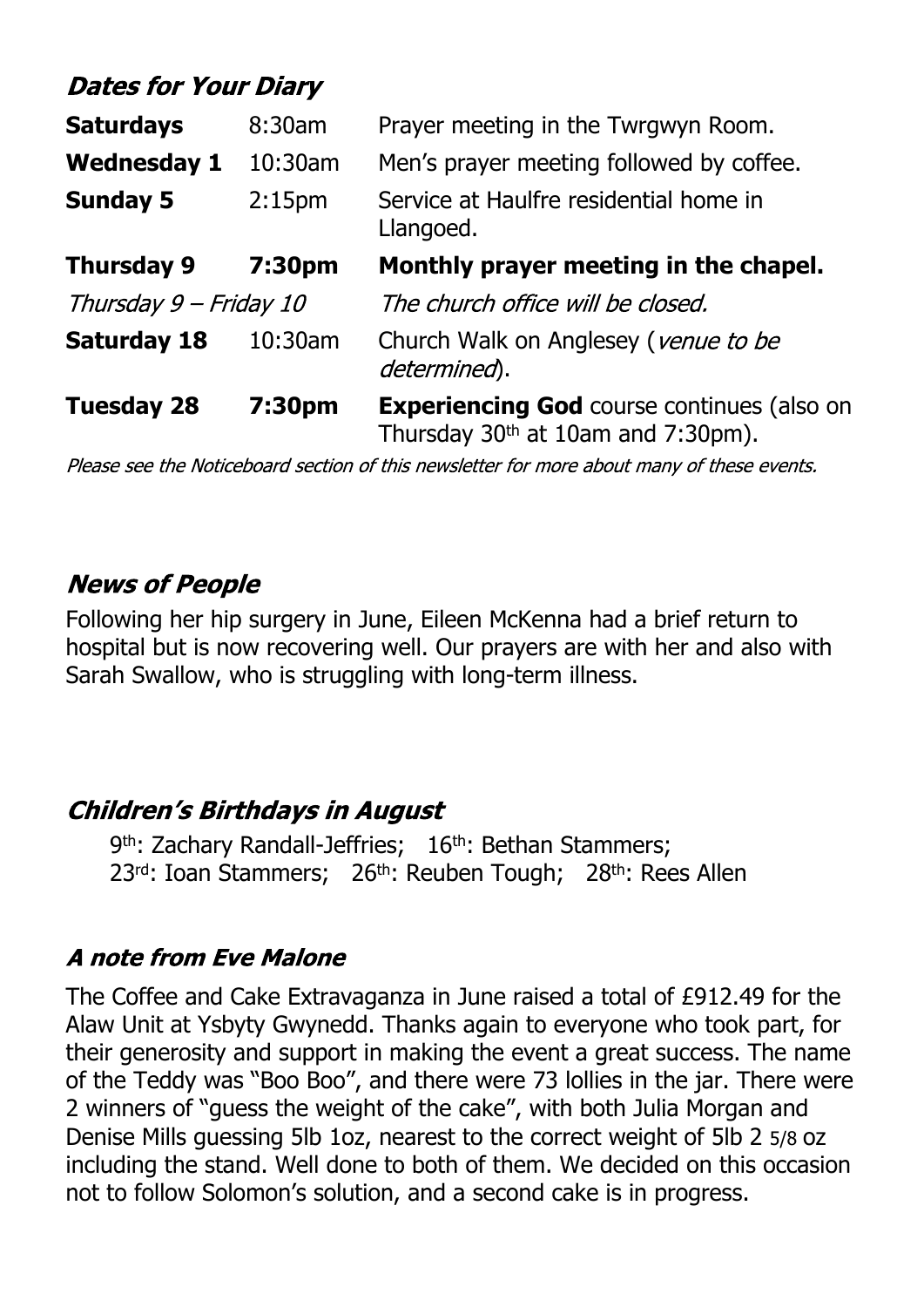## *Dates for Your Diary*

| | | |
|---|---|---|
| **Saturdays** | 8:30am | Prayer meeting in the Twrgwyn Room. |
| **Wednesday 1** | 10:30am | Men's prayer meeting followed by coffee. |
| **Sunday 5** | 2:15pm | Service at Haulfre residential home in Llangoed. |
| **Thursday 9** | **7:30pm** | **Monthly prayer meeting in the chapel.** |
| *Thursday 9 – Friday 10* | | *The church office will be closed.* |
| **Saturday 18** | 10:30am | Church Walk on Anglesey (*venue to be determined*). |
| **Tuesday 28** | **7:30pm** | **Experiencing God** course continues (also on Thursday 30th at 10am and 7:30pm). |

*Please see the Noticeboard section of this newsletter for more about many of these events.*

## *News of People*

Following her hip surgery in June, Eileen McKenna had a brief return to hospital but is now recovering well. Our prayers are with her and also with Sarah Swallow, who is struggling with long-term illness.

## *Children's Birthdays in August*

9th: Zachary Randall-Jeffries; 16th: Bethan Stammers;
23rd: Ioan Stammers; 26th: Reuben Tough; 28th: Rees Allen

## *A note from Eve Malone*

The Coffee and Cake Extravaganza in June raised a total of £912.49 for the Alaw Unit at Ysbyty Gwynedd. Thanks again to everyone who took part, for their generosity and support in making the event a great success. The name of the Teddy was "Boo Boo", and there were 73 lollies in the jar. There were 2 winners of "guess the weight of the cake", with both Julia Morgan and Denise Mills guessing 5lb 1oz, nearest to the correct weight of 5lb 2 5/8 oz including the stand. Well done to both of them. We decided on this occasion not to follow Solomon's solution, and a second cake is in progress.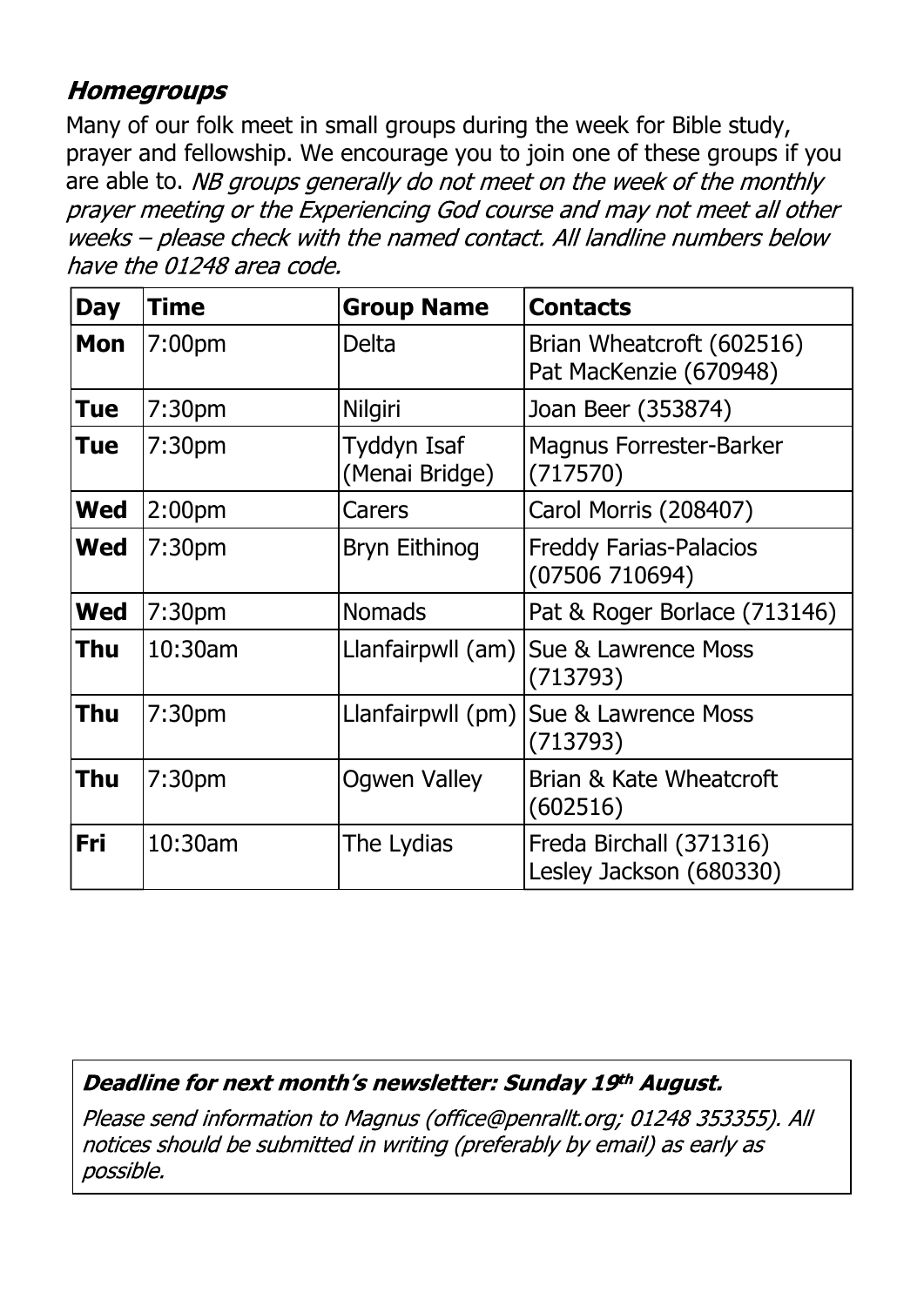### *Homegroups*

Many of our folk meet in small groups during the week for Bible study, prayer and fellowship. We encourage you to join one of these groups if you are able to. *NB groups generally do not meet on the week of the monthly prayer meeting or the Experiencing God course and may not meet all other weeks – please check with the named contact. All landline numbers below have the 01248 area code.*

| Day | Time | Group Name | Contacts |
|---|---|---|---|
| **Mon** | 7:00pm | Delta | Brian Wheatcroft (602516) Pat MacKenzie (670948) |
| **Tue** | 7:30pm | Nilgiri | Joan Beer (353874) |
| **Tue** | 7:30pm | Tyddyn Isaf (Menai Bridge) | Magnus Forrester-Barker (717570) |
| **Wed** | 2:00pm | Carers | Carol Morris (208407) |
| **Wed** | 7:30pm | Bryn Eithinog | Freddy Farias-Palacios (07506 710694) |
| **Wed** | 7:30pm | Nomads | Pat & Roger Borlace (713146) |
| **Thu** | 10:30am | Llanfairpwll (am) | Sue & Lawrence Moss (713793) |
| **Thu** | 7:30pm | Llanfairpwll (pm) | Sue & Lawrence Moss (713793) |
| **Thu** | 7:30pm | Ogwen Valley | Brian & Kate Wheatcroft (602516) |
| **Fri** | 10:30am | The Lydias | Freda Birchall (371316) Lesley Jackson (680330) |

***Deadline for next month's newsletter: Sunday 19th August.***

*Please send information to Magnus (office@penrallt.org; 01248 353355). All notices should be submitted in writing (preferably by email) as early as possible.*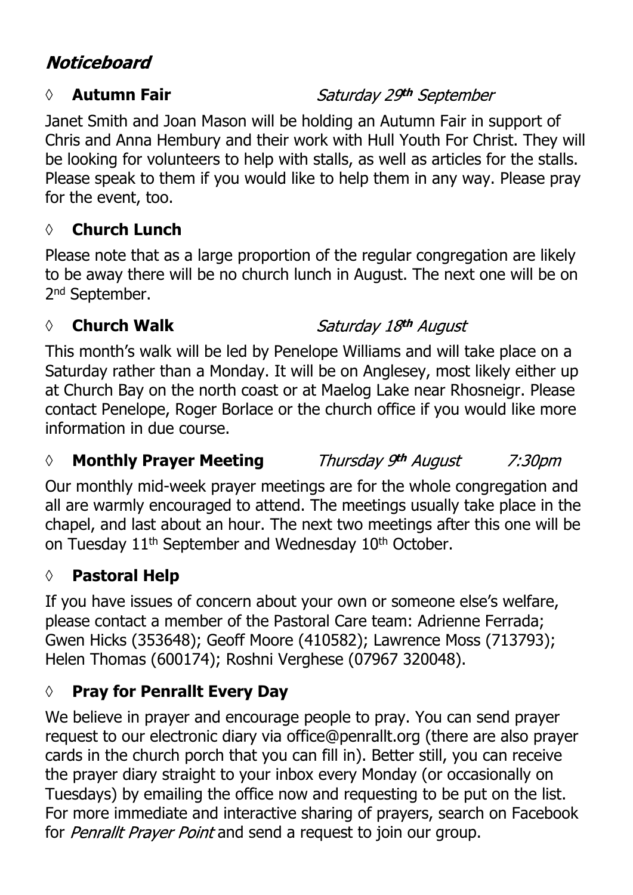# Noticeboard

## ◊ **Autumn Fair** *Saturday 29th September*

Janet Smith and Joan Mason will be holding an Autumn Fair in support of Chris and Anna Hembury and their work with Hull Youth For Christ. They will be looking for volunteers to help with stalls, as well as articles for the stalls. Please speak to them if you would like to help them in any way. Please pray for the event, too.

## ◊ **Church Lunch**

Please note that as a large proportion of the regular congregation are likely to be away there will be no church lunch in August. The next one will be on 2nd September.

## ◊ **Church Walk** *Saturday 18th August*

This month's walk will be led by Penelope Williams and will take place on a Saturday rather than a Monday. It will be on Anglesey, most likely either up at Church Bay on the north coast or at Maelog Lake near Rhosneigr. Please contact Penelope, Roger Borlace or the church office if you would like more information in due course.

## ◊ **Monthly Prayer Meeting** *Thursday 9th August 7:30pm*

Our monthly mid-week prayer meetings are for the whole congregation and all are warmly encouraged to attend. The meetings usually take place in the chapel, and last about an hour. The next two meetings after this one will be on Tuesday 11th September and Wednesday 10th October.

## ◊ **Pastoral Help**

If you have issues of concern about your own or someone else's welfare, please contact a member of the Pastoral Care team: Adrienne Ferrada; Gwen Hicks (353648); Geoff Moore (410582); Lawrence Moss (713793); Helen Thomas (600174); Roshni Verghese (07967 320048).

## ◊ **Pray for Penrallt Every Day**

We believe in prayer and encourage people to pray. You can send prayer request to our electronic diary via office@penrallt.org (there are also prayer cards in the church porch that you can fill in). Better still, you can receive the prayer diary straight to your inbox every Monday (or occasionally on Tuesdays) by emailing the office now and requesting to be put on the list. For more immediate and interactive sharing of prayers, search on Facebook for *Penrallt Prayer Point* and send a request to join our group.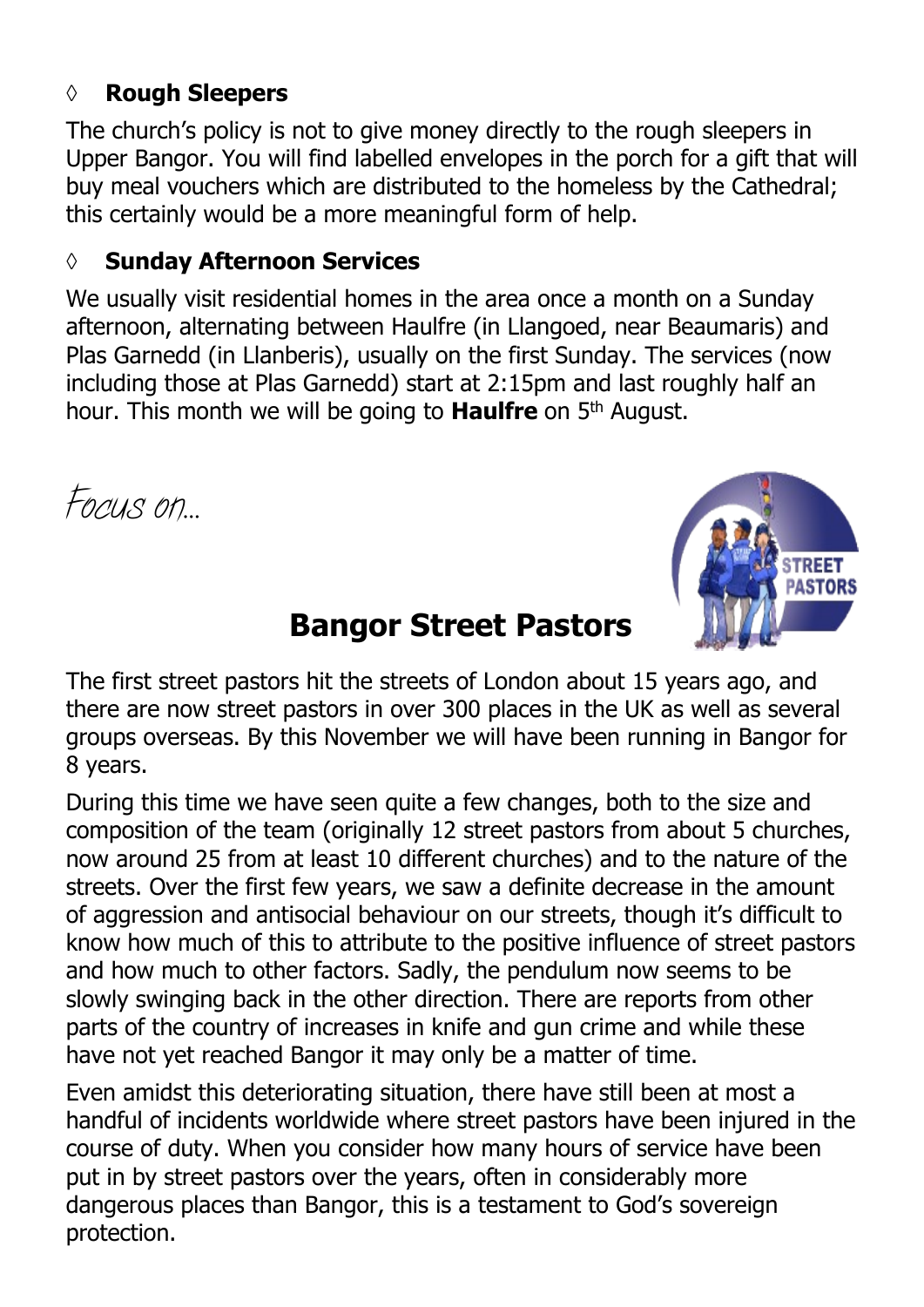- **Rough Sleepers**

The church's policy is not to give money directly to the rough sleepers in Upper Bangor. You will find labelled envelopes in the porch for a gift that will buy meal vouchers which are distributed to the homeless by the Cathedral; this certainly would be a more meaningful form of help.

- **Sunday Afternoon Services**

We usually visit residential homes in the area once a month on a Sunday afternoon, alternating between Haulfre (in Llangoed, near Beaumaris) and Plas Garnedd (in Llanberis), usually on the first Sunday. The services (now including those at Plas Garnedd) start at 2:15pm and last roughly half an hour. This month we will be going to **Haulfre** on 5th August.

*Focus on...*

## Bangor Street Pastors

The first street pastors hit the streets of London about 15 years ago, and there are now street pastors in over 300 places in the UK as well as several groups overseas. By this November we will have been running in Bangor for 8 years.

During this time we have seen quite a few changes, both to the size and composition of the team (originally 12 street pastors from about 5 churches, now around 25 from at least 10 different churches) and to the nature of the streets. Over the first few years, we saw a definite decrease in the amount of aggression and antisocial behaviour on our streets, though it's difficult to know how much of this to attribute to the positive influence of street pastors and how much to other factors. Sadly, the pendulum now seems to be slowly swinging back in the other direction. There are reports from other parts of the country of increases in knife and gun crime and while these have not yet reached Bangor it may only be a matter of time.

Even amidst this deteriorating situation, there have still been at most a handful of incidents worldwide where street pastors have been injured in the course of duty. When you consider how many hours of service have been put in by street pastors over the years, often in considerably more dangerous places than Bangor, this is a testament to God's sovereign protection.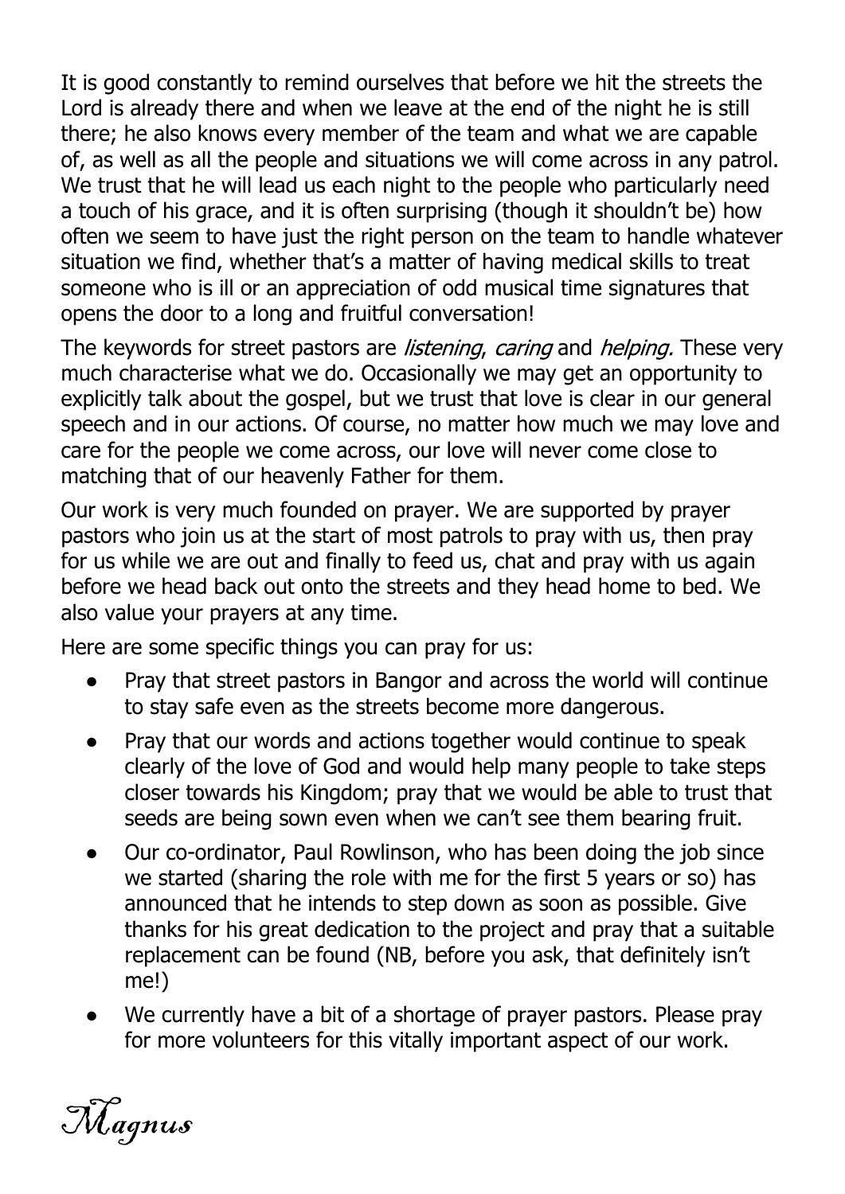It is good constantly to remind ourselves that before we hit the streets the Lord is already there and when we leave at the end of the night he is still there; he also knows every member of the team and what we are capable of, as well as all the people and situations we will come across in any patrol. We trust that he will lead us each night to the people who particularly need a touch of his grace, and it is often surprising (though it shouldn't be) how often we seem to have just the right person on the team to handle whatever situation we find, whether that's a matter of having medical skills to treat someone who is ill or an appreciation of odd musical time signatures that opens the door to a long and fruitful conversation!

The keywords for street pastors are *listening*, *caring* and *helping.* These very much characterise what we do. Occasionally we may get an opportunity to explicitly talk about the gospel, but we trust that love is clear in our general speech and in our actions. Of course, no matter how much we may love and care for the people we come across, our love will never come close to matching that of our heavenly Father for them.

Our work is very much founded on prayer. We are supported by prayer pastors who join us at the start of most patrols to pray with us, then pray for us while we are out and finally to feed us, chat and pray with us again before we head back out onto the streets and they head home to bed. We also value your prayers at any time.

Here are some specific things you can pray for us:

- Pray that street pastors in Bangor and across the world will continue to stay safe even as the streets become more dangerous.
- Pray that our words and actions together would continue to speak clearly of the love of God and would help many people to take steps closer towards his Kingdom; pray that we would be able to trust that seeds are being sown even when we can't see them bearing fruit.
- Our co-ordinator, Paul Rowlinson, who has been doing the job since we started (sharing the role with me for the first 5 years or so) has announced that he intends to step down as soon as possible. Give thanks for his great dedication to the project and pray that a suitable replacement can be found (NB, before you ask, that definitely isn't me!)
- We currently have a bit of a shortage of prayer pastors. Please pray for more volunteers for this vitally important aspect of our work.

*Magnus*